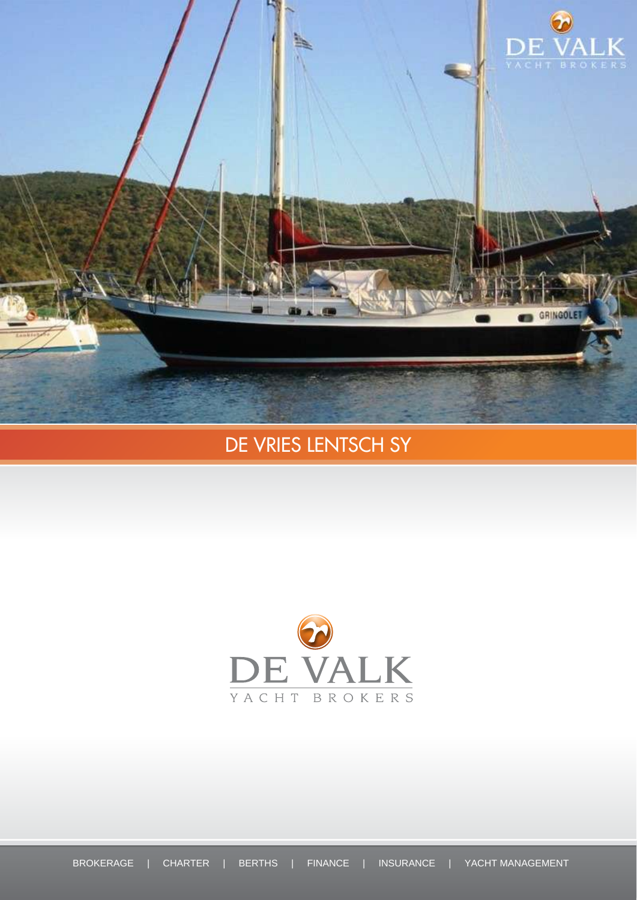# DE VRIES LENTSCH SY

DE VALK

YACHT BROKERS

BROKERAGE | CHARTER | BERTHS | FINANCE | INSURANCE | YACHT MANAGEMENT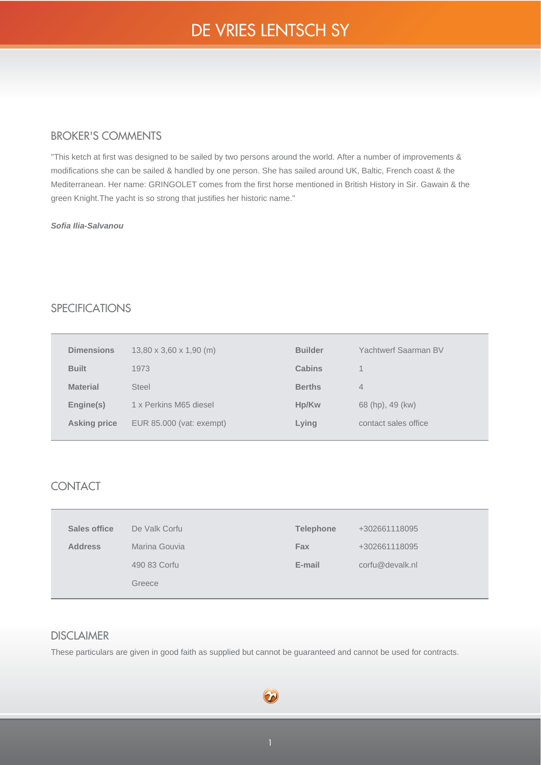# DE VRIES LENTSCH SY

## BROKER'S COMMENTS

"This ketch at first was designed to be sailed by two persons around the world. After a number of improvements & modifications she can be sailed & handled by one person. She has sailed around UK, Baltic, French coast & the Mediterranean. Her name: GRINGOLET comes from the first horse mentioned in British History in Sir. Gawain & the green Knight.The yacht is so strong that justifies her historic name."

***Sofia Ilia-Salvanou***

## SPECIFICATIONS

| | | | |
|---|---|---|---|
| **Dimensions** | 13,80 x 3,60 x 1,90 (m) | **Builder** | Yachtwerf Saarman BV |
| **Built** | 1973 | **Cabins** | 1 |
| **Material** | Steel | **Berths** | 4 |
| **Engine(s)** | 1 x Perkins M65 diesel | **Hp/Kw** | 68 (hp), 49 (kw) |
| **Asking price** | EUR 85.000 (vat: exempt) | **Lying** | contact sales office |

## CONTACT

| | | | |
|---|---|---|---|
| **Sales office** | De Valk Corfu | **Telephone** | +302661118095 |
| **Address** | Marina Gouvia | **Fax** | +302661118095 |
| | 490 83 Corfu | **E-mail** | corfu@devalk.nl |
| | Greece | | |

## DISCLAIMER

These particulars are given in good faith as supplied but cannot be guaranteed and cannot be used for contracts.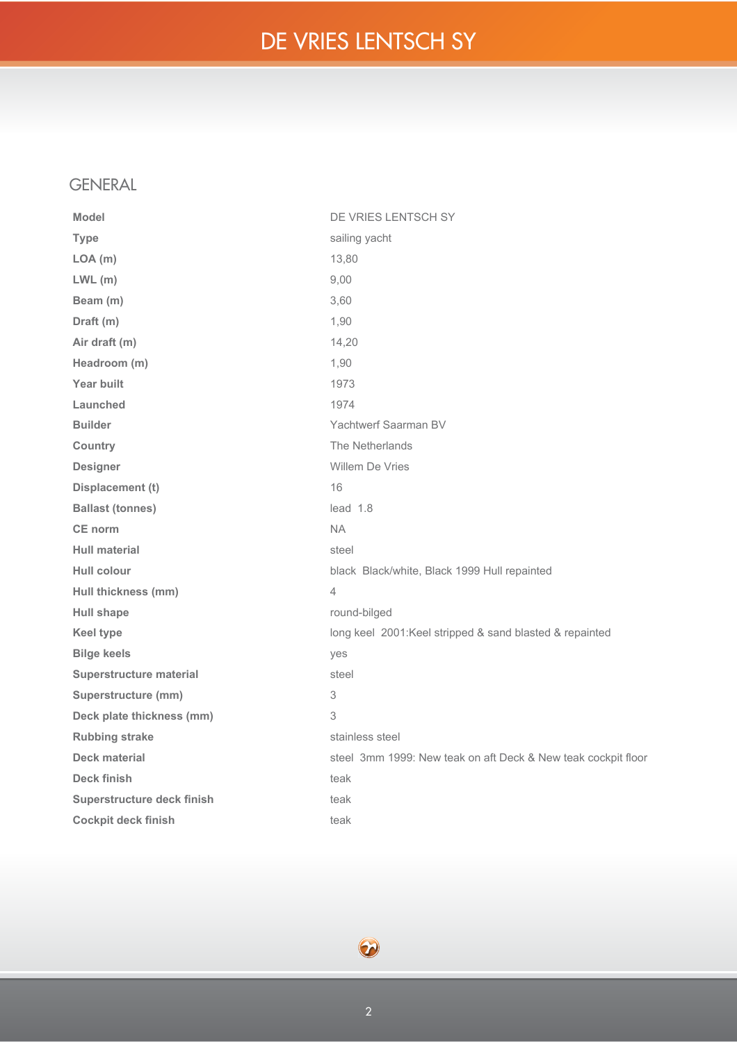## GENERAL

| | |
|---|---|
| **Model** | DE VRIES LENTSCH SY |
| **Type** | sailing yacht |
| **LOA (m)** | 13,80 |
| **LWL (m)** | 9,00 |
| **Beam (m)** | 3,60 |
| **Draft (m)** | 1,90 |
| **Air draft (m)** | 14,20 |
| **Headroom (m)** | 1,90 |
| **Year built** | 1973 |
| **Launched** | 1974 |
| **Builder** | Yachtwerf Saarman BV |
| **Country** | The Netherlands |
| **Designer** | Willem De Vries |
| **Displacement (t)** | 16 |
| **Ballast (tonnes)** | lead 1.8 |
| **CE norm** | NA |
| **Hull material** | steel |
| **Hull colour** | black Black/white, Black 1999 Hull repainted |
| **Hull thickness (mm)** | 4 |
| **Hull shape** | round-bilged |
| **Keel type** | long keel 2001:Keel stripped & sand blasted & repainted |
| **Bilge keels** | yes |
| **Superstructure material** | steel |
| **Superstructure (mm)** | 3 |
| **Deck plate thickness (mm)** | 3 |
| **Rubbing strake** | stainless steel |
| **Deck material** | steel 3mm 1999: New teak on aft Deck & New teak cockpit floor |
| **Deck finish** | teak |
| **Superstructure deck finish** | teak |
| **Cockpit deck finish** | teak |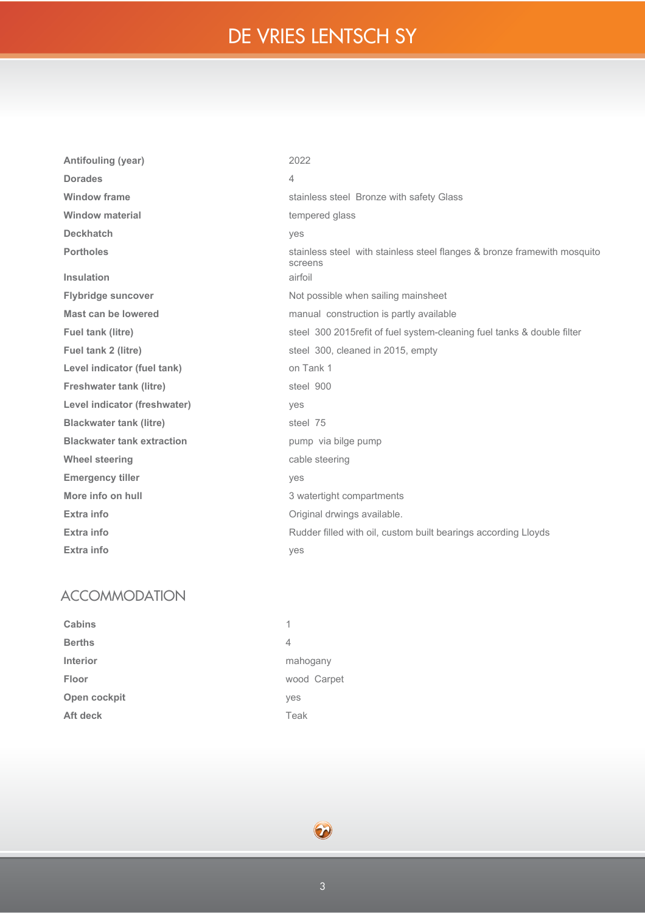| | |
|---|---|
| **Antifouling (year)** | 2022 |
| **Dorades** | 4 |
| **Window frame** | stainless steel  Bronze with safety Glass |
| **Window material** | tempered glass |
| **Deckhatch** | yes |
| **Portholes** | stainless steel  with stainless steel flanges & bronze framewith mosquito screens |
| **Insulation** | airfoil |
| **Flybridge suncover** | Not possible when sailing mainsheet |
| **Mast can be lowered** | manual  construction is partly available |
| **Fuel tank (litre)** | steel  300 2015refit of fuel system-cleaning fuel tanks & double filter |
| **Fuel tank 2 (litre)** | steel  300, cleaned in 2015, empty |
| **Level indicator (fuel tank)** | on Tank 1 |
| **Freshwater tank (litre)** | steel  900 |
| **Level indicator (freshwater)** | yes |
| **Blackwater tank (litre)** | steel  75 |
| **Blackwater tank extraction** | pump  via bilge pump |
| **Wheel steering** | cable steering |
| **Emergency tiller** | yes |
| **More info on hull** | 3 watertight compartments |
| **Extra info** | Original drwings available. |
| **Extra info** | Rudder filled with oil, custom built bearings according Lloyds |
| **Extra info** | yes |

## ACCOMMODATION

| | |
|---|---|
| **Cabins** | 1 |
| **Berths** | 4 |
| **Interior** | mahogany |
| **Floor** | wood  Carpet |
| **Open cockpit** | yes |
| **Aft deck** | Teak |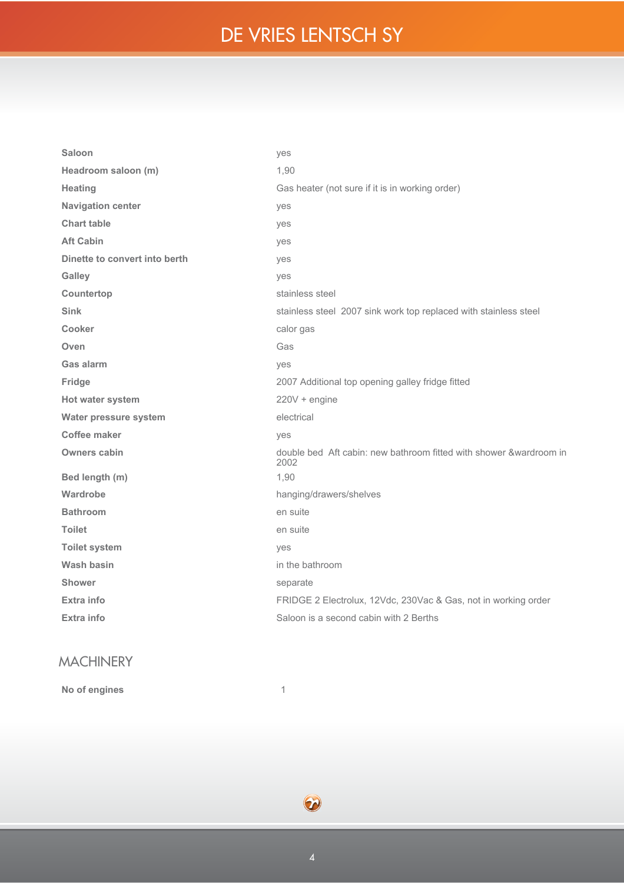| | |
|---|---|
| **Saloon** | yes |
| **Headroom saloon (m)** | 1,90 |
| **Heating** | Gas heater (not sure if it is in working order) |
| **Navigation center** | yes |
| **Chart table** | yes |
| **Aft Cabin** | yes |
| **Dinette to convert into berth** | yes |
| **Galley** | yes |
| **Countertop** | stainless steel |
| **Sink** | stainless steel 2007 sink work top replaced with stainless steel |
| **Cooker** | calor gas |
| **Oven** | Gas |
| **Gas alarm** | yes |
| **Fridge** | 2007 Additional top opening galley fridge fitted |
| **Hot water system** | 220V + engine |
| **Water pressure system** | electrical |
| **Coffee maker** | yes |
| **Owners cabin** | double bed Aft cabin: new bathroom fitted with shower &wardroom in 2002 |
| **Bed length (m)** | 1,90 |
| **Wardrobe** | hanging/drawers/shelves |
| **Bathroom** | en suite |
| **Toilet** | en suite |
| **Toilet system** | yes |
| **Wash basin** | in the bathroom |
| **Shower** | separate |
| **Extra info** | FRIDGE 2 Electrolux, 12Vdc, 230Vac & Gas, not in working order |
| **Extra info** | Saloon is a second cabin with 2 Berths |

## MACHINERY

| | |
|---|---|
| **No of engines** | 1 |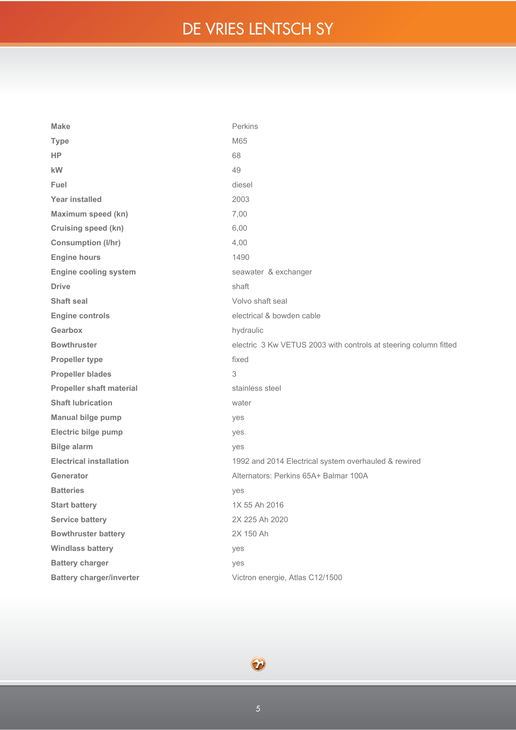| | |
|---|---|
| **Make** | Perkins |
| **Type** | M65 |
| **HP** | 68 |
| **kW** | 49 |
| **Fuel** | diesel |
| **Year installed** | 2003 |
| **Maximum speed (kn)** | 7,00 |
| **Cruising speed (kn)** | 6,00 |
| **Consumption (l/hr)** | 4,00 |
| **Engine hours** | 1490 |
| **Engine cooling system** | seawater & exchanger |
| **Drive** | shaft |
| **Shaft seal** | Volvo shaft seal |
| **Engine controls** | electrical & bowden cable |
| **Gearbox** | hydraulic |
| **Bowthruster** | electric 3 Kw VETUS 2003 with controls at steering column fitted |
| **Propeller type** | fixed |
| **Propeller blades** | 3 |
| **Propeller shaft material** | stainless steel |
| **Shaft lubrication** | water |
| **Manual bilge pump** | yes |
| **Electric bilge pump** | yes |
| **Bilge alarm** | yes |
| **Electrical installation** | 1992 and 2014 Electrical system overhauled & rewired |
| **Generator** | Alternators: Perkins 65A+ Balmar 100A |
| **Batteries** | yes |
| **Start battery** | 1X 55 Ah 2016 |
| **Service battery** | 2X 225 Ah 2020 |
| **Bowthruster battery** | 2X 150 Ah |
| **Windlass battery** | yes |
| **Battery charger** | yes |
| **Battery charger/inverter** | Victron energie, Atlas C12/1500 |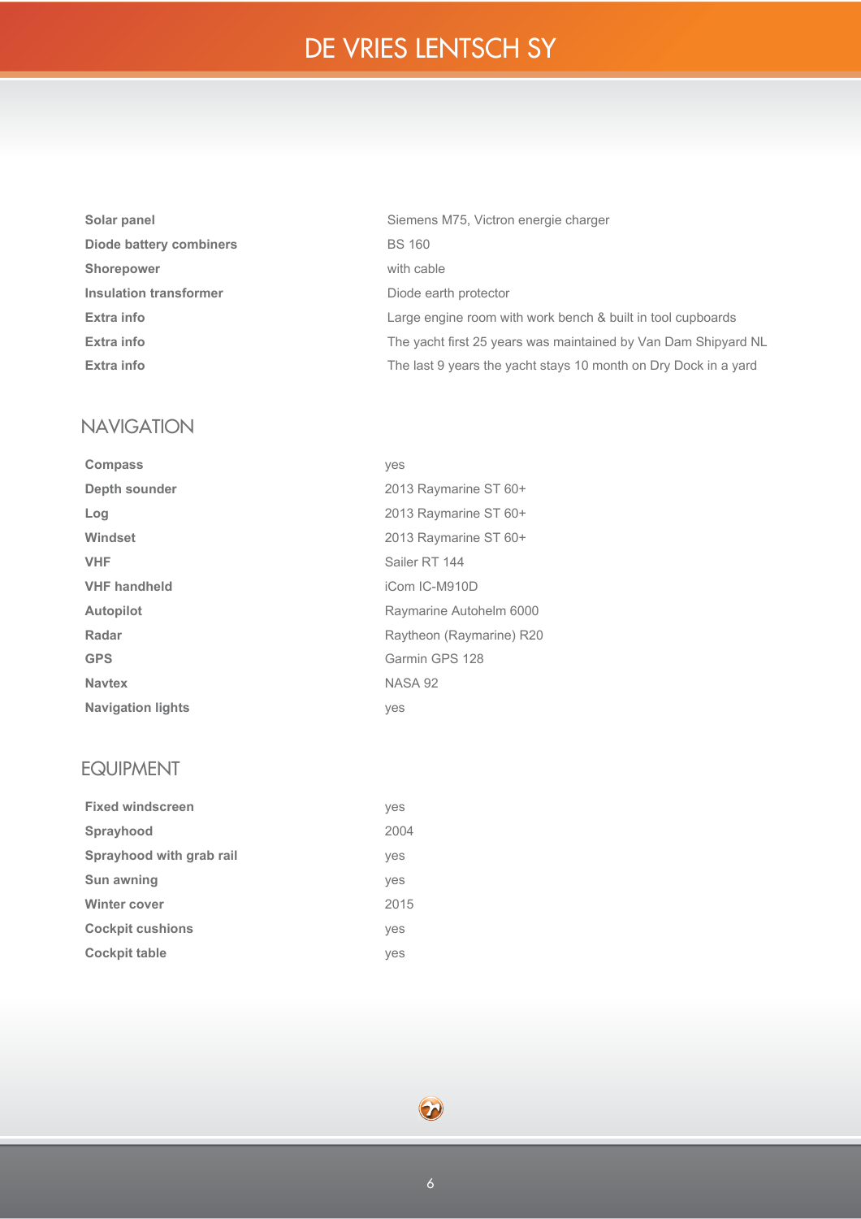| | |
|---|---|
| **Solar panel** | Siemens M75, Victron energie charger |
| **Diode battery combiners** | BS 160 |
| **Shorepower** | with cable |
| **Insulation transformer** | Diode earth protector |
| **Extra info** | Large engine room with work bench & built in tool cupboards |
| **Extra info** | The yacht first 25 years was maintained by Van Dam Shipyard NL |
| **Extra info** | The last 9 years the yacht stays 10 month on Dry Dock in a yard |

## NAVIGATION

| | |
|---|---|
| **Compass** | yes |
| **Depth sounder** | 2013 Raymarine ST 60+ |
| **Log** | 2013 Raymarine ST 60+ |
| **Windset** | 2013 Raymarine ST 60+ |
| **VHF** | Sailer RT 144 |
| **VHF handheld** | iCom IC-M910D |
| **Autopilot** | Raymarine Autohelm 6000 |
| **Radar** | Raytheon (Raymarine) R20 |
| **GPS** | Garmin GPS 128 |
| **Navtex** | NASA 92 |
| **Navigation lights** | yes |

## EQUIPMENT

| | |
|---|---|
| **Fixed windscreen** | yes |
| **Sprayhood** | 2004 |
| **Sprayhood with grab rail** | yes |
| **Sun awning** | yes |
| **Winter cover** | 2015 |
| **Cockpit cushions** | yes |
| **Cockpit table** | yes |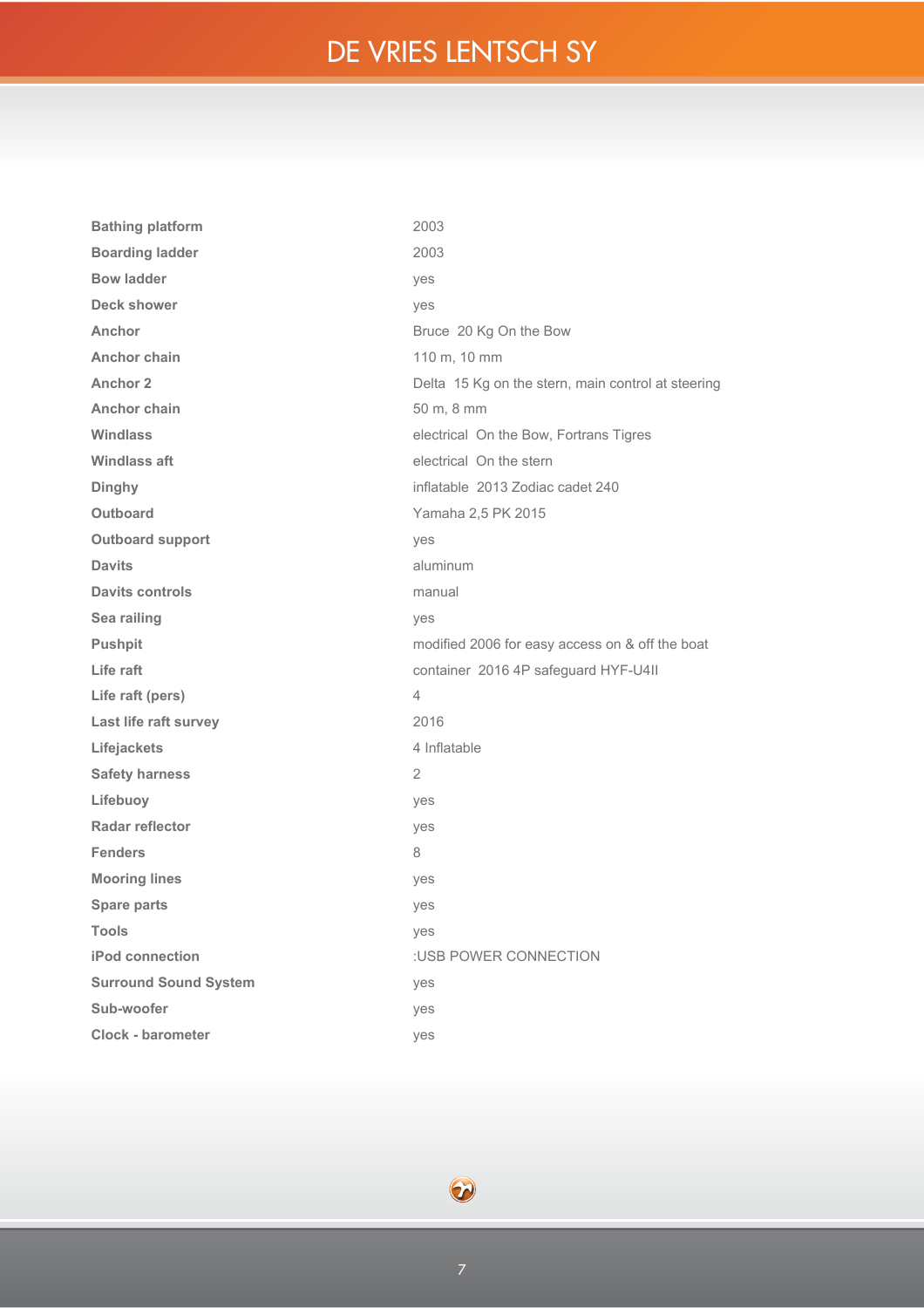| | |
|---|---|
| **Bathing platform** | 2003 |
| **Boarding ladder** | 2003 |
| **Bow ladder** | yes |
| **Deck shower** | yes |
| **Anchor** | Bruce 20 Kg On the Bow |
| **Anchor chain** | 110 m, 10 mm |
| **Anchor 2** | Delta 15 Kg on the stern, main control at steering |
| **Anchor chain** | 50 m, 8 mm |
| **Windlass** | electrical On the Bow, Fortrans Tigres |
| **Windlass aft** | electrical On the stern |
| **Dinghy** | inflatable 2013 Zodiac cadet 240 |
| **Outboard** | Yamaha 2,5 PK 2015 |
| **Outboard support** | yes |
| **Davits** | aluminum |
| **Davits controls** | manual |
| **Sea railing** | yes |
| **Pushpit** | modified 2006 for easy access on & off the boat |
| **Life raft** | container 2016 4P safeguard HYF-U4II |
| **Life raft (pers)** | 4 |
| **Last life raft survey** | 2016 |
| **Lifejackets** | 4 Inflatable |
| **Safety harness** | 2 |
| **Lifebuoy** | yes |
| **Radar reflector** | yes |
| **Fenders** | 8 |
| **Mooring lines** | yes |
| **Spare parts** | yes |
| **Tools** | yes |
| **iPod connection** | :USB POWER CONNECTION |
| **Surround Sound System** | yes |
| **Sub-woofer** | yes |
| **Clock - barometer** | yes |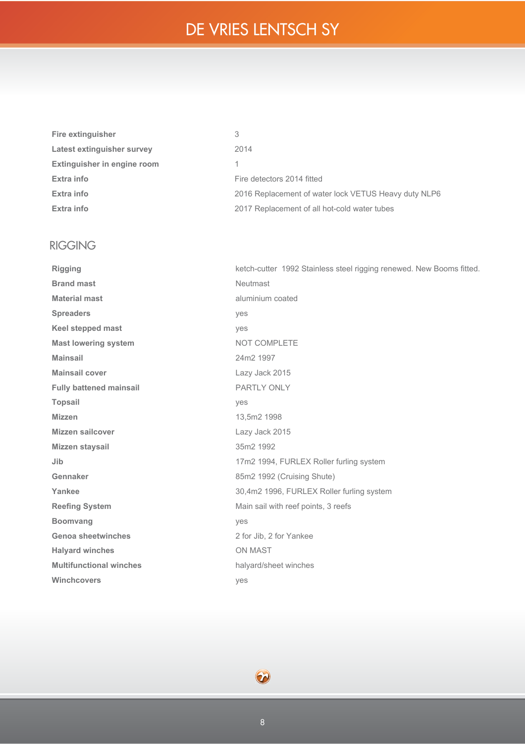| | |
|---|---|
| **Fire extinguisher** | 3 |
| **Latest extinguisher survey** | 2014 |
| **Extinguisher in engine room** | 1 |
| **Extra info** | Fire detectors 2014 fitted |
| **Extra info** | 2016 Replacement of water lock VETUS Heavy duty NLP6 |
| **Extra info** | 2017 Replacement of all hot-cold water tubes |

## RIGGING

| | |
|---|---|
| **Rigging** | ketch-cutter 1992 Stainless steel rigging renewed. New Booms fitted. |
| **Brand mast** | Neutmast |
| **Material mast** | aluminium coated |
| **Spreaders** | yes |
| **Keel stepped mast** | yes |
| **Mast lowering system** | NOT COMPLETE |
| **Mainsail** | 24m2 1997 |
| **Mainsail cover** | Lazy Jack 2015 |
| **Fully battened mainsail** | PARTLY ONLY |
| **Topsail** | yes |
| **Mizzen** | 13,5m2 1998 |
| **Mizzen sailcover** | Lazy Jack 2015 |
| **Mizzen staysail** | 35m2 1992 |
| **Jib** | 17m2 1994, FURLEX Roller furling system |
| **Gennaker** | 85m2 1992 (Cruising Shute) |
| **Yankee** | 30,4m2 1996, FURLEX Roller furling system |
| **Reefing System** | Main sail with reef points, 3 reefs |
| **Boomvang** | yes |
| **Genoa sheetwinches** | 2 for Jib, 2 for Yankee |
| **Halyard winches** | ON MAST |
| **Multifunctional winches** | halyard/sheet winches |
| **Winchcovers** | yes |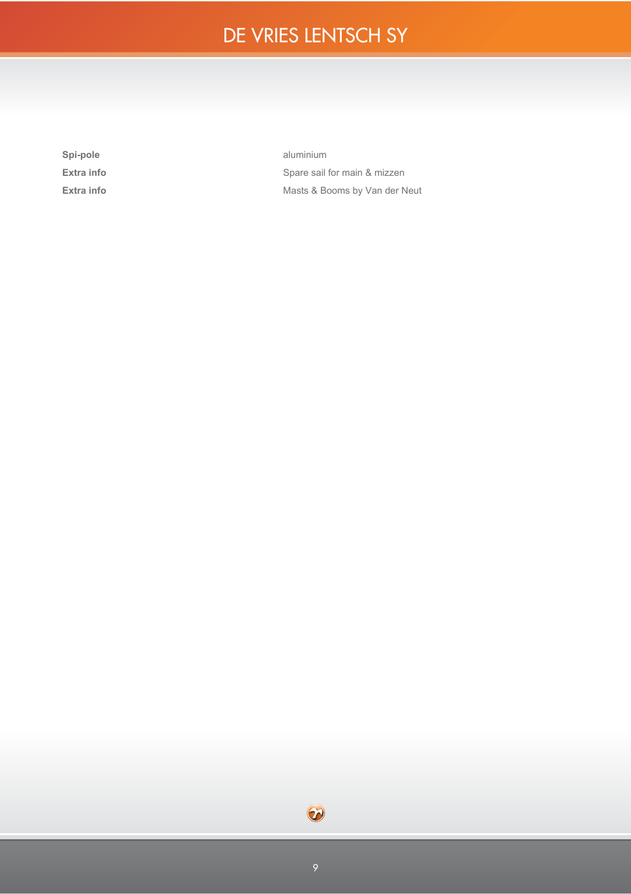| | |
|---|---|
| **Spi-pole** | aluminium |
| **Extra info** | Spare sail for main & mizzen |
| **Extra info** | Masts & Booms by Van der Neut |